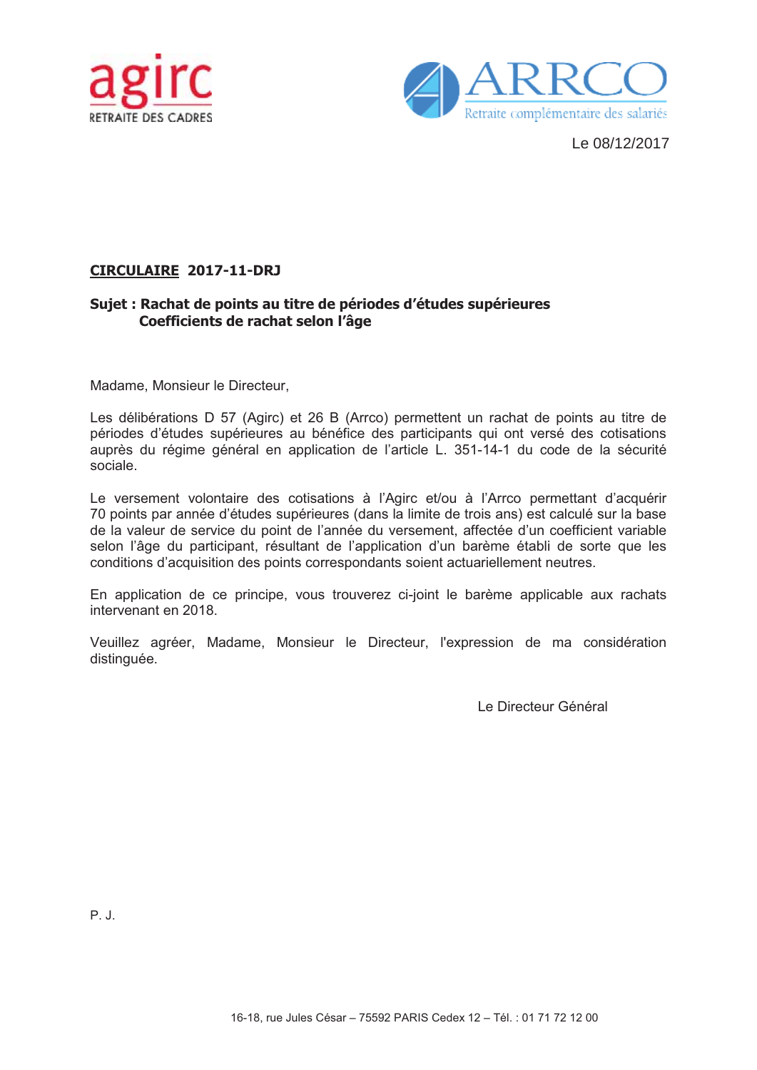agirc
RETRAITE DES CADRES

ARRCO
Retraite complémentaire des salariés

Le 08/12/2017

**CIRCULAIRE 2017-11-DRJ**

**Sujet : Rachat de points au titre de périodes d'études supérieures**
**Coefficients de rachat selon l'âge**

Madame, Monsieur le Directeur,

Les délibérations D 57 (Agirc) et 26 B (Arrco) permettent un rachat de points au titre de périodes d'études supérieures au bénéfice des participants qui ont versé des cotisations auprès du régime général en application de l'article L. 351-14-1 du code de la sécurité sociale.

Le versement volontaire des cotisations à l'Agirc et/ou à l'Arrco permettant d'acquérir 70 points par année d'études supérieures (dans la limite de trois ans) est calculé sur la base de la valeur de service du point de l'année du versement, affectée d'un coefficient variable selon l'âge du participant, résultant de l'application d'un barème établi de sorte que les conditions d'acquisition des points correspondants soient actuariellement neutres.

En application de ce principe, vous trouverez ci-joint le barème applicable aux rachats intervenant en 2018.

Veuillez agréer, Madame, Monsieur le Directeur, l'expression de ma considération distinguée.

Le Directeur Général

P. J.

16-18, rue Jules César – 75592 PARIS Cedex 12 – Tél. : 01 71 72 12 00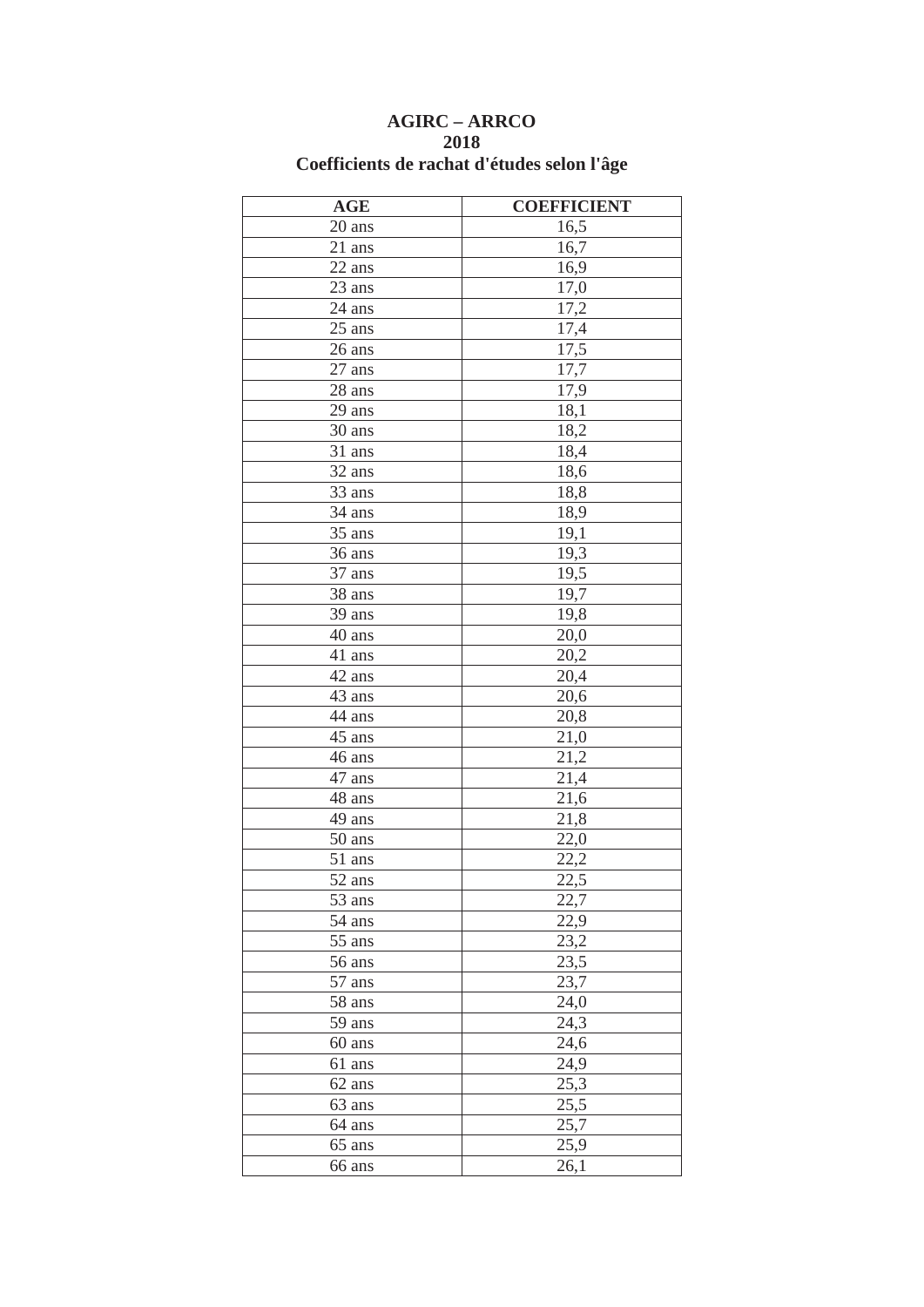**AGIRC – ARRCO**
**2018**
**Coefficients de rachat d'études selon l'âge**

| AGE | COEFFICIENT |
|---|---|
| 20 ans | 16,5 |
| 21 ans | 16,7 |
| 22 ans | 16,9 |
| 23 ans | 17,0 |
| 24 ans | 17,2 |
| 25 ans | 17,4 |
| 26 ans | 17,5 |
| 27 ans | 17,7 |
| 28 ans | 17,9 |
| 29 ans | 18,1 |
| 30 ans | 18,2 |
| 31 ans | 18,4 |
| 32 ans | 18,6 |
| 33 ans | 18,8 |
| 34 ans | 18,9 |
| 35 ans | 19,1 |
| 36 ans | 19,3 |
| 37 ans | 19,5 |
| 38 ans | 19,7 |
| 39 ans | 19,8 |
| 40 ans | 20,0 |
| 41 ans | 20,2 |
| 42 ans | 20,4 |
| 43 ans | 20,6 |
| 44 ans | 20,8 |
| 45 ans | 21,0 |
| 46 ans | 21,2 |
| 47 ans | 21,4 |
| 48 ans | 21,6 |
| 49 ans | 21,8 |
| 50 ans | 22,0 |
| 51 ans | 22,2 |
| 52 ans | 22,5 |
| 53 ans | 22,7 |
| 54 ans | 22,9 |
| 55 ans | 23,2 |
| 56 ans | 23,5 |
| 57 ans | 23,7 |
| 58 ans | 24,0 |
| 59 ans | 24,3 |
| 60 ans | 24,6 |
| 61 ans | 24,9 |
| 62 ans | 25,3 |
| 63 ans | 25,5 |
| 64 ans | 25,7 |
| 65 ans | 25,9 |
| 66 ans | 26,1 |